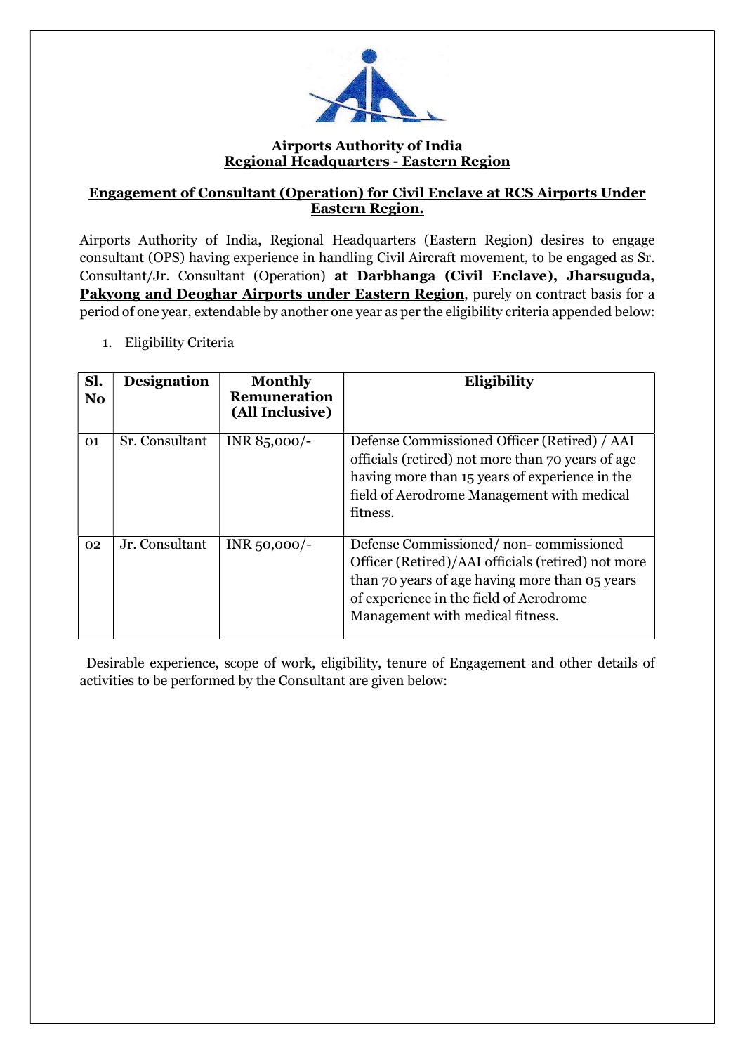**Airports Authority of India**
**Regional Headquarters - Eastern Region**

**Engagement of Consultant (Operation) for Civil Enclave at RCS Airports Under Eastern Region.**

Airports Authority of India, Regional Headquarters (Eastern Region) desires to engage consultant (OPS) having experience in handling Civil Aircraft movement, to be engaged as Sr. Consultant/Jr. Consultant (Operation) **at Darbhanga (Civil Enclave), Jharsuguda, Pakyong and Deoghar Airports under Eastern Region**, purely on contract basis for a period of one year, extendable by another one year as per the eligibility criteria appended below:

1. Eligibility Criteria

| Sl. No | Designation | Monthly Remuneration (All Inclusive) | Eligibility |
|---|---|---|---|
| 01 | Sr. Consultant | INR 85,000/- | Defense Commissioned Officer (Retired) / AAI officials (retired) not more than 70 years of age having more than 15 years of experience in the field of Aerodrome Management with medical fitness. |
| 02 | Jr. Consultant | INR 50,000/- | Defense Commissioned/ non- commissioned Officer (Retired)/AAI officials (retired) not more than 70 years of age having more than 05 years of experience in the field of Aerodrome Management with medical fitness. |

Desirable experience, scope of work, eligibility, tenure of Engagement and other details of activities to be performed by the Consultant are given below: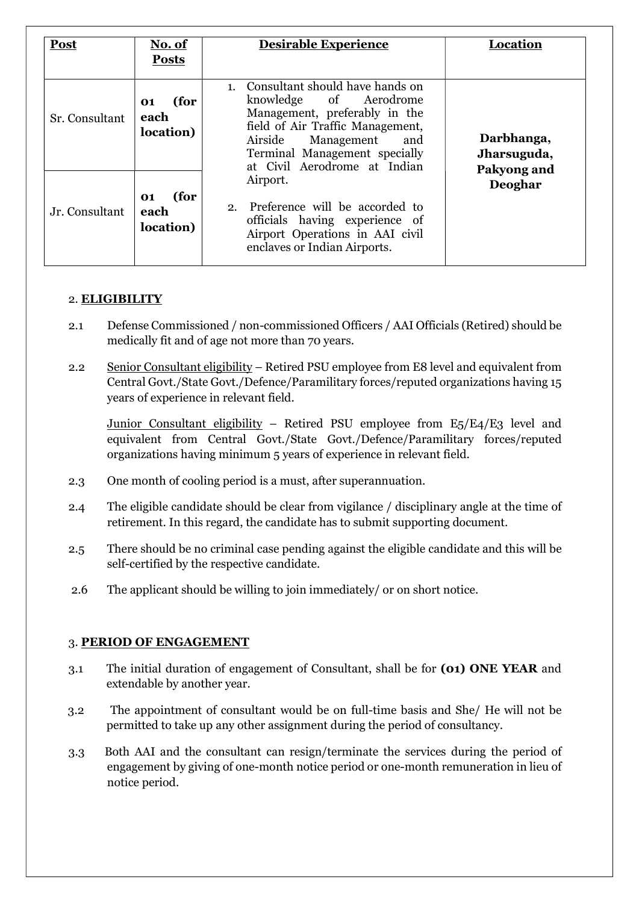| Post | No. of Posts | Desirable Experience | Location |
|---|---|---|---|
| Sr. Consultant | **01 (for each location)** | 1. Consultant should have hands on knowledge of Aerodrome Management, preferably in the field of Air Traffic Management, Airside Management and Terminal Management specially at Civil Aerodrome at Indian Airport.<br>2. Preference will be accorded to officials having experience of Airport Operations in AAI civil enclaves or Indian Airports. | **Darbhanga, Jharsuguda, Pakyong and Deoghar** |
| Jr. Consultant | **01 (for each location)** | | |

2. **ELIGIBILITY**

2.1 Defense Commissioned / non-commissioned Officers / AAI Officials (Retired) should be medically fit and of age not more than 70 years.

2.2 Senior Consultant eligibility – Retired PSU employee from E8 level and equivalent from Central Govt./State Govt./Defence/Paramilitary forces/reputed organizations having 15 years of experience in relevant field.

Junior Consultant eligibility – Retired PSU employee from E5/E4/E3 level and equivalent from Central Govt./State Govt./Defence/Paramilitary forces/reputed organizations having minimum 5 years of experience in relevant field.

2.3 One month of cooling period is a must, after superannuation.

2.4 The eligible candidate should be clear from vigilance / disciplinary angle at the time of retirement. In this regard, the candidate has to submit supporting document.

2.5 There should be no criminal case pending against the eligible candidate and this will be self-certified by the respective candidate.

2.6 The applicant should be willing to join immediately/ or on short notice.

3. **PERIOD OF ENGAGEMENT**

3.1 The initial duration of engagement of Consultant, shall be for **(01) ONE YEAR** and extendable by another year.

3.2 The appointment of consultant would be on full-time basis and She/ He will not be permitted to take up any other assignment during the period of consultancy.

3.3 Both AAI and the consultant can resign/terminate the services during the period of engagement by giving of one-month notice period or one-month remuneration in lieu of notice period.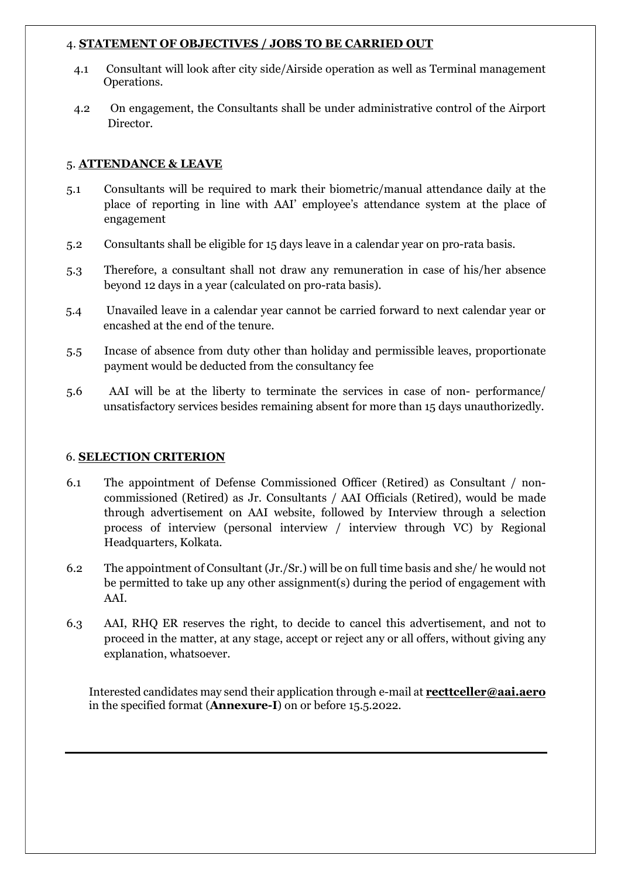## 4. **STATEMENT OF OBJECTIVES / JOBS TO BE CARRIED OUT**

4.1 Consultant will look after city side/Airside operation as well as Terminal management Operations.

4.2 On engagement, the Consultants shall be under administrative control of the Airport Director.

## 5. **ATTENDANCE & LEAVE**

5.1 Consultants will be required to mark their biometric/manual attendance daily at the place of reporting in line with AAI' employee's attendance system at the place of engagement

5.2 Consultants shall be eligible for 15 days leave in a calendar year on pro-rata basis.

5.3 Therefore, a consultant shall not draw any remuneration in case of his/her absence beyond 12 days in a year (calculated on pro-rata basis).

5.4 Unavailed leave in a calendar year cannot be carried forward to next calendar year or encashed at the end of the tenure.

5.5 Incase of absence from duty other than holiday and permissible leaves, proportionate payment would be deducted from the consultancy fee

5.6 AAI will be at the liberty to terminate the services in case of non- performance/ unsatisfactory services besides remaining absent for more than 15 days unauthorizedly.

## 6. **SELECTION CRITERION**

6.1 The appointment of Defense Commissioned Officer (Retired) as Consultant / non-commissioned (Retired) as Jr. Consultants / AAI Officials (Retired), would be made through advertisement on AAI website, followed by Interview through a selection process of interview (personal interview / interview through VC) by Regional Headquarters, Kolkata.

6.2 The appointment of Consultant (Jr./Sr.) will be on full time basis and she/ he would not be permitted to take up any other assignment(s) during the period of engagement with AAI.

6.3 AAI, RHQ ER reserves the right, to decide to cancel this advertisement, and not to proceed in the matter, at any stage, accept or reject any or all offers, without giving any explanation, whatsoever.

Interested candidates may send their application through e-mail at **recttceller@aai.aero** in the specified format (**Annexure-I**) on or before 15.5.2022.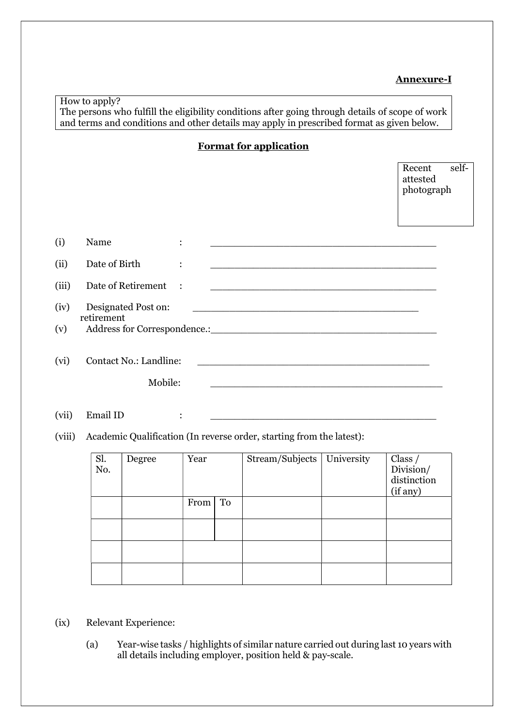**Annexure-I**

How to apply?
The persons who fulfill the eligibility conditions after going through details of scope of work and terms and conditions and other details may apply in prescribed format as given below.

**Format for application**

Recent self-attested photograph

(i) Name : ________________________________________

(ii) Date of Birth : ________________________________________

(iii) Date of Retirement : ________________________________________

(iv) Designated Post on retirement: ________________________________________

(v) Address for Correspondence.:________________________________________

(vi) Contact No.: Landline: ________________________________________

Mobile: ________________________________________

(vii) Email ID : ________________________________________

(viii) Academic Qualification (In reverse order, starting from the latest):

| Sl. No. | Degree | Year | | Stream/Subjects | University | Class / Division/ distinction (if any) |
|---|---|---|---|---|---|---|
| | | From | To | | | |
| | | | | | | |
| | | | | | | |
| | | | | | | |

(ix) Relevant Experience:

(a) Year-wise tasks / highlights of similar nature carried out during last 10 years with all details including employer, position held & pay-scale.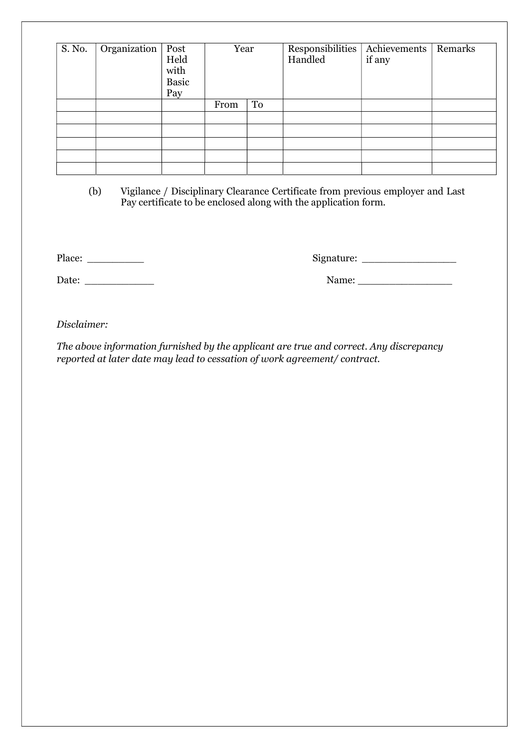| S. No. | Organization | Post Held with Basic Pay | Year | | Responsibilities Handled | Achievements if any | Remarks |
|---|---|---|---|---|---|---|---|
| | | | From | To | | | |
| | | | | | | | |
| | | | | | | | |
| | | | | | | | |
| | | | | | | | |
| | | | | | | | |

(b) Vigilance / Disciplinary Clearance Certificate from previous employer and Last Pay certificate to be enclosed along with the application form.

Place: _________ Signature: _______________

Date: ___________ Name: _______________

*Disclaimer:*

*The above information furnished by the applicant are true and correct. Any discrepancy reported at later date may lead to cessation of work agreement/ contract.*